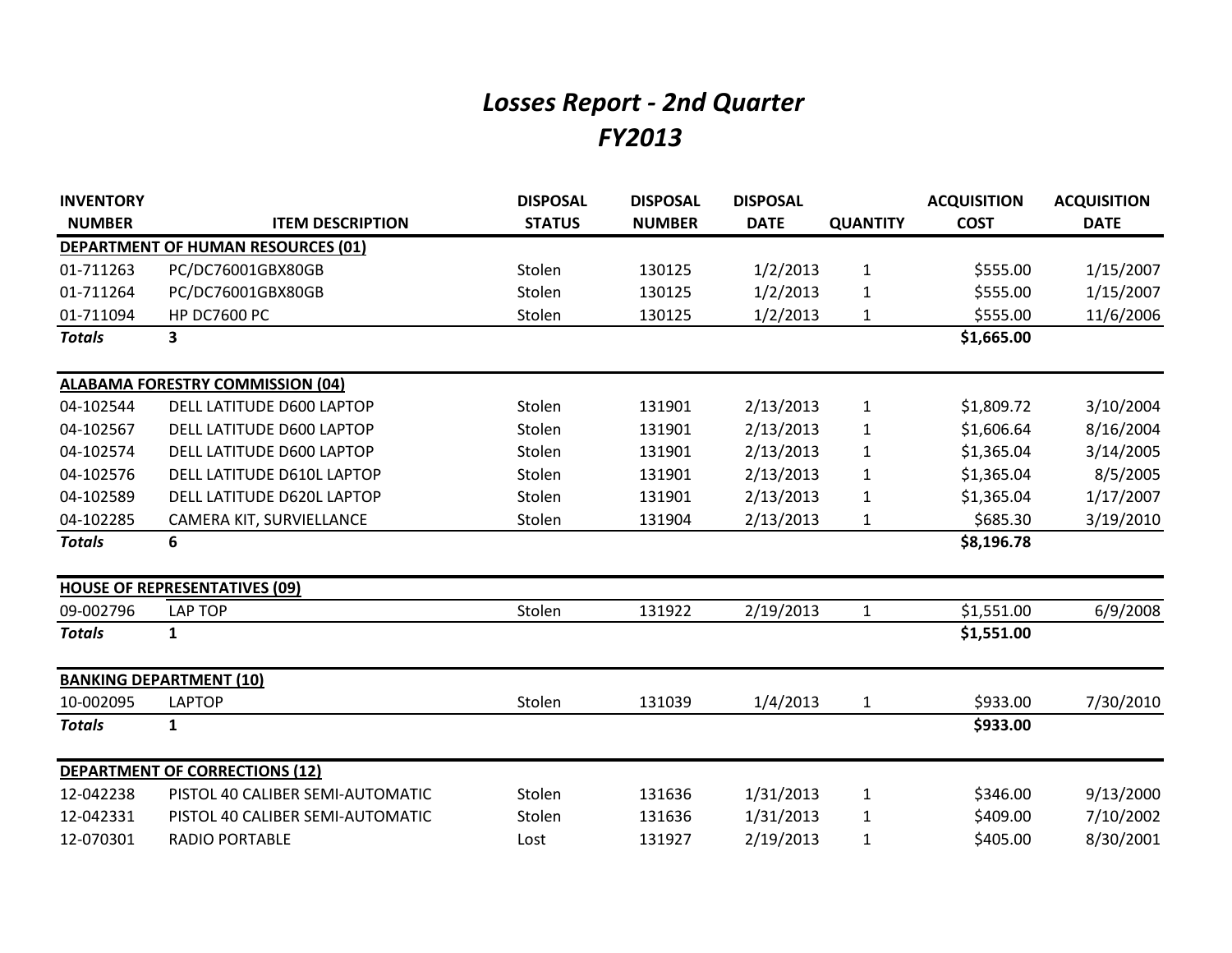# *Losses Report - 2nd Quarter*
# *FY2013*

| INVENTORY NUMBER | ITEM DESCRIPTION | DISPOSAL STATUS | DISPOSAL NUMBER | DISPOSAL DATE | QUANTITY | ACQUISITION COST | ACQUISITION DATE |
|---|---|---|---|---|---|---|---|
| **DEPARTMENT OF HUMAN RESOURCES (01)** | | | | | | | |
| 01-711263 | PC/DC76001GBX80GB | Stolen | 130125 | 1/2/2013 | 1 | $555.00 | 1/15/2007 |
| 01-711264 | PC/DC76001GBX80GB | Stolen | 130125 | 1/2/2013 | 1 | $555.00 | 1/15/2007 |
| 01-711094 | HP DC7600 PC | Stolen | 130125 | 1/2/2013 | 1 | $555.00 | 11/6/2006 |
| ***Totals*** | **3** | | | | | **$1,665.00** | |
| **ALABAMA FORESTRY COMMISSION (04)** | | | | | | | |
| 04-102544 | DELL LATITUDE D600 LAPTOP | Stolen | 131901 | 2/13/2013 | 1 | $1,809.72 | 3/10/2004 |
| 04-102567 | DELL LATITUDE D600 LAPTOP | Stolen | 131901 | 2/13/2013 | 1 | $1,606.64 | 8/16/2004 |
| 04-102574 | DELL LATITUDE D600 LAPTOP | Stolen | 131901 | 2/13/2013 | 1 | $1,365.04 | 3/14/2005 |
| 04-102576 | DELL LATITUDE D610L LAPTOP | Stolen | 131901 | 2/13/2013 | 1 | $1,365.04 | 8/5/2005 |
| 04-102589 | DELL LATITUDE D620L LAPTOP | Stolen | 131901 | 2/13/2013 | 1 | $1,365.04 | 1/17/2007 |
| 04-102285 | CAMERA KIT, SURVIELLANCE | Stolen | 131904 | 2/13/2013 | 1 | $685.30 | 3/19/2010 |
| ***Totals*** | **6** | | | | | **$8,196.78** | |
| **HOUSE OF REPRESENTATIVES (09)** | | | | | | | |
| 09-002796 | LAP TOP | Stolen | 131922 | 2/19/2013 | 1 | $1,551.00 | 6/9/2008 |
| ***Totals*** | **1** | | | | | **$1,551.00** | |
| **BANKING DEPARTMENT (10)** | | | | | | | |
| 10-002095 | LAPTOP | Stolen | 131039 | 1/4/2013 | 1 | $933.00 | 7/30/2010 |
| ***Totals*** | **1** | | | | | **$933.00** | |
| **DEPARTMENT OF CORRECTIONS (12)** | | | | | | | |
| 12-042238 | PISTOL 40 CALIBER SEMI-AUTOMATIC | Stolen | 131636 | 1/31/2013 | 1 | $346.00 | 9/13/2000 |
| 12-042331 | PISTOL 40 CALIBER SEMI-AUTOMATIC | Stolen | 131636 | 1/31/2013 | 1 | $409.00 | 7/10/2002 |
| 12-070301 | RADIO PORTABLE | Lost | 131927 | 2/19/2013 | 1 | $405.00 | 8/30/2001 |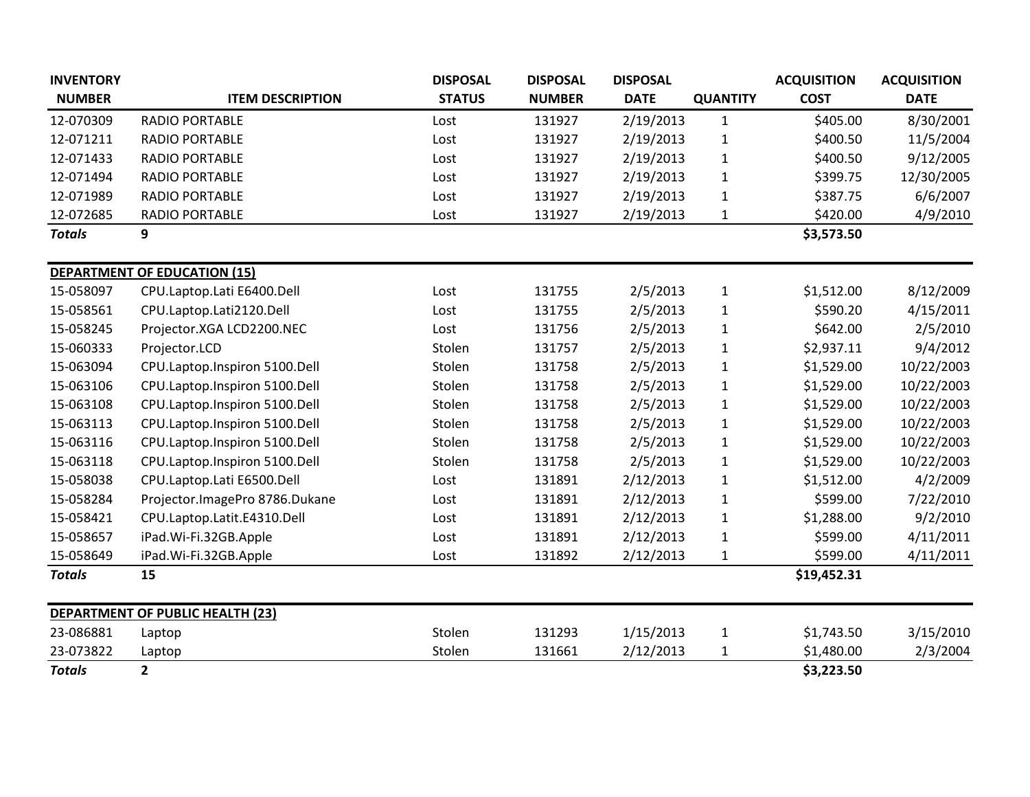| INVENTORY NUMBER | ITEM DESCRIPTION | DISPOSAL STATUS | DISPOSAL NUMBER | DISPOSAL DATE | QUANTITY | ACQUISITION COST | ACQUISITION DATE |
|---|---|---|---|---|---|---|---|
| 12-070309 | RADIO PORTABLE | Lost | 131927 | 2/19/2013 | 1 | $405.00 | 8/30/2001 |
| 12-071211 | RADIO PORTABLE | Lost | 131927 | 2/19/2013 | 1 | $400.50 | 11/5/2004 |
| 12-071433 | RADIO PORTABLE | Lost | 131927 | 2/19/2013 | 1 | $400.50 | 9/12/2005 |
| 12-071494 | RADIO PORTABLE | Lost | 131927 | 2/19/2013 | 1 | $399.75 | 12/30/2005 |
| 12-071989 | RADIO PORTABLE | Lost | 131927 | 2/19/2013 | 1 | $387.75 | 6/6/2007 |
| 12-072685 | RADIO PORTABLE | Lost | 131927 | 2/19/2013 | 1 | $420.00 | 4/9/2010 |
| ***Totals*** | **9** | | | | | **$3,573.50** | |
| **DEPARTMENT OF EDUCATION (15)** | | | | | | | |
| 15-058097 | CPU.Laptop.Lati E6400.Dell | Lost | 131755 | 2/5/2013 | 1 | $1,512.00 | 8/12/2009 |
| 15-058561 | CPU.Laptop.Lati2120.Dell | Lost | 131755 | 2/5/2013 | 1 | $590.20 | 4/15/2011 |
| 15-058245 | Projector.XGA LCD2200.NEC | Lost | 131756 | 2/5/2013 | 1 | $642.00 | 2/5/2010 |
| 15-060333 | Projector.LCD | Stolen | 131757 | 2/5/2013 | 1 | $2,937.11 | 9/4/2012 |
| 15-063094 | CPU.Laptop.Inspiron 5100.Dell | Stolen | 131758 | 2/5/2013 | 1 | $1,529.00 | 10/22/2003 |
| 15-063106 | CPU.Laptop.Inspiron 5100.Dell | Stolen | 131758 | 2/5/2013 | 1 | $1,529.00 | 10/22/2003 |
| 15-063108 | CPU.Laptop.Inspiron 5100.Dell | Stolen | 131758 | 2/5/2013 | 1 | $1,529.00 | 10/22/2003 |
| 15-063113 | CPU.Laptop.Inspiron 5100.Dell | Stolen | 131758 | 2/5/2013 | 1 | $1,529.00 | 10/22/2003 |
| 15-063116 | CPU.Laptop.Inspiron 5100.Dell | Stolen | 131758 | 2/5/2013 | 1 | $1,529.00 | 10/22/2003 |
| 15-063118 | CPU.Laptop.Inspiron 5100.Dell | Stolen | 131758 | 2/5/2013 | 1 | $1,529.00 | 10/22/2003 |
| 15-058038 | CPU.Laptop.Lati E6500.Dell | Lost | 131891 | 2/12/2013 | 1 | $1,512.00 | 4/2/2009 |
| 15-058284 | Projector.ImagePro 8786.Dukane | Lost | 131891 | 2/12/2013 | 1 | $599.00 | 7/22/2010 |
| 15-058421 | CPU.Laptop.Latit.E4310.Dell | Lost | 131891 | 2/12/2013 | 1 | $1,288.00 | 9/2/2010 |
| 15-058657 | iPad.Wi-Fi.32GB.Apple | Lost | 131891 | 2/12/2013 | 1 | $599.00 | 4/11/2011 |
| 15-058649 | iPad.Wi-Fi.32GB.Apple | Lost | 131892 | 2/12/2013 | 1 | $599.00 | 4/11/2011 |
| ***Totals*** | **15** | | | | | **$19,452.31** | |
| **DEPARTMENT OF PUBLIC HEALTH (23)** | | | | | | | |
| 23-086881 | Laptop | Stolen | 131293 | 1/15/2013 | 1 | $1,743.50 | 3/15/2010 |
| 23-073822 | Laptop | Stolen | 131661 | 2/12/2013 | 1 | $1,480.00 | 2/3/2004 |
| ***Totals*** | **2** | | | | | **$3,223.50** | |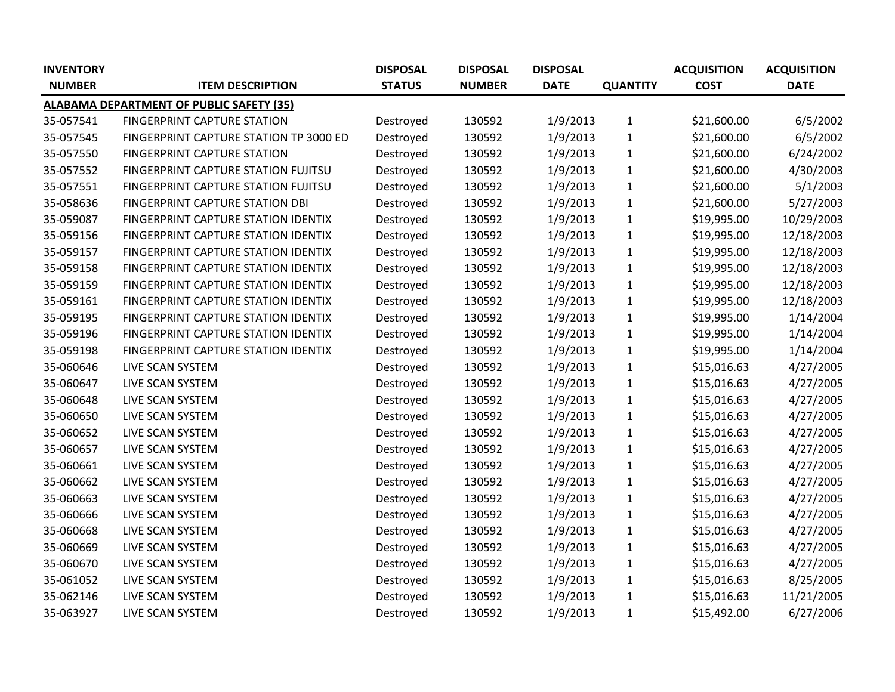| INVENTORY NUMBER | ITEM DESCRIPTION | DISPOSAL STATUS | DISPOSAL NUMBER | DISPOSAL DATE | QUANTITY | ACQUISITION COST | ACQUISITION DATE |
|---|---|---|---|---|---|---|---|
| **ALABAMA DEPARTMENT OF PUBLIC SAFETY (35)** | | | | | | | |
| 35-057541 | FINGERPRINT CAPTURE STATION | Destroyed | 130592 | 1/9/2013 | 1 | $21,600.00 | 6/5/2002 |
| 35-057545 | FINGERPRINT CAPTURE STATION TP 3000 ED | Destroyed | 130592 | 1/9/2013 | 1 | $21,600.00 | 6/5/2002 |
| 35-057550 | FINGERPRINT CAPTURE STATION | Destroyed | 130592 | 1/9/2013 | 1 | $21,600.00 | 6/24/2002 |
| 35-057552 | FINGERPRINT CAPTURE STATION FUJITSU | Destroyed | 130592 | 1/9/2013 | 1 | $21,600.00 | 4/30/2003 |
| 35-057551 | FINGERPRINT CAPTURE STATION FUJITSU | Destroyed | 130592 | 1/9/2013 | 1 | $21,600.00 | 5/1/2003 |
| 35-058636 | FINGERPRINT CAPTURE STATION DBI | Destroyed | 130592 | 1/9/2013 | 1 | $21,600.00 | 5/27/2003 |
| 35-059087 | FINGERPRINT CAPTURE STATION IDENTIX | Destroyed | 130592 | 1/9/2013 | 1 | $19,995.00 | 10/29/2003 |
| 35-059156 | FINGERPRINT CAPTURE STATION IDENTIX | Destroyed | 130592 | 1/9/2013 | 1 | $19,995.00 | 12/18/2003 |
| 35-059157 | FINGERPRINT CAPTURE STATION IDENTIX | Destroyed | 130592 | 1/9/2013 | 1 | $19,995.00 | 12/18/2003 |
| 35-059158 | FINGERPRINT CAPTURE STATION IDENTIX | Destroyed | 130592 | 1/9/2013 | 1 | $19,995.00 | 12/18/2003 |
| 35-059159 | FINGERPRINT CAPTURE STATION IDENTIX | Destroyed | 130592 | 1/9/2013 | 1 | $19,995.00 | 12/18/2003 |
| 35-059161 | FINGERPRINT CAPTURE STATION IDENTIX | Destroyed | 130592 | 1/9/2013 | 1 | $19,995.00 | 12/18/2003 |
| 35-059195 | FINGERPRINT CAPTURE STATION IDENTIX | Destroyed | 130592 | 1/9/2013 | 1 | $19,995.00 | 1/14/2004 |
| 35-059196 | FINGERPRINT CAPTURE STATION IDENTIX | Destroyed | 130592 | 1/9/2013 | 1 | $19,995.00 | 1/14/2004 |
| 35-059198 | FINGERPRINT CAPTURE STATION IDENTIX | Destroyed | 130592 | 1/9/2013 | 1 | $19,995.00 | 1/14/2004 |
| 35-060646 | LIVE SCAN SYSTEM | Destroyed | 130592 | 1/9/2013 | 1 | $15,016.63 | 4/27/2005 |
| 35-060647 | LIVE SCAN SYSTEM | Destroyed | 130592 | 1/9/2013 | 1 | $15,016.63 | 4/27/2005 |
| 35-060648 | LIVE SCAN SYSTEM | Destroyed | 130592 | 1/9/2013 | 1 | $15,016.63 | 4/27/2005 |
| 35-060650 | LIVE SCAN SYSTEM | Destroyed | 130592 | 1/9/2013 | 1 | $15,016.63 | 4/27/2005 |
| 35-060652 | LIVE SCAN SYSTEM | Destroyed | 130592 | 1/9/2013 | 1 | $15,016.63 | 4/27/2005 |
| 35-060657 | LIVE SCAN SYSTEM | Destroyed | 130592 | 1/9/2013 | 1 | $15,016.63 | 4/27/2005 |
| 35-060661 | LIVE SCAN SYSTEM | Destroyed | 130592 | 1/9/2013 | 1 | $15,016.63 | 4/27/2005 |
| 35-060662 | LIVE SCAN SYSTEM | Destroyed | 130592 | 1/9/2013 | 1 | $15,016.63 | 4/27/2005 |
| 35-060663 | LIVE SCAN SYSTEM | Destroyed | 130592 | 1/9/2013 | 1 | $15,016.63 | 4/27/2005 |
| 35-060666 | LIVE SCAN SYSTEM | Destroyed | 130592 | 1/9/2013 | 1 | $15,016.63 | 4/27/2005 |
| 35-060668 | LIVE SCAN SYSTEM | Destroyed | 130592 | 1/9/2013 | 1 | $15,016.63 | 4/27/2005 |
| 35-060669 | LIVE SCAN SYSTEM | Destroyed | 130592 | 1/9/2013 | 1 | $15,016.63 | 4/27/2005 |
| 35-060670 | LIVE SCAN SYSTEM | Destroyed | 130592 | 1/9/2013 | 1 | $15,016.63 | 4/27/2005 |
| 35-061052 | LIVE SCAN SYSTEM | Destroyed | 130592 | 1/9/2013 | 1 | $15,016.63 | 8/25/2005 |
| 35-062146 | LIVE SCAN SYSTEM | Destroyed | 130592 | 1/9/2013 | 1 | $15,016.63 | 11/21/2005 |
| 35-063927 | LIVE SCAN SYSTEM | Destroyed | 130592 | 1/9/2013 | 1 | $15,492.00 | 6/27/2006 |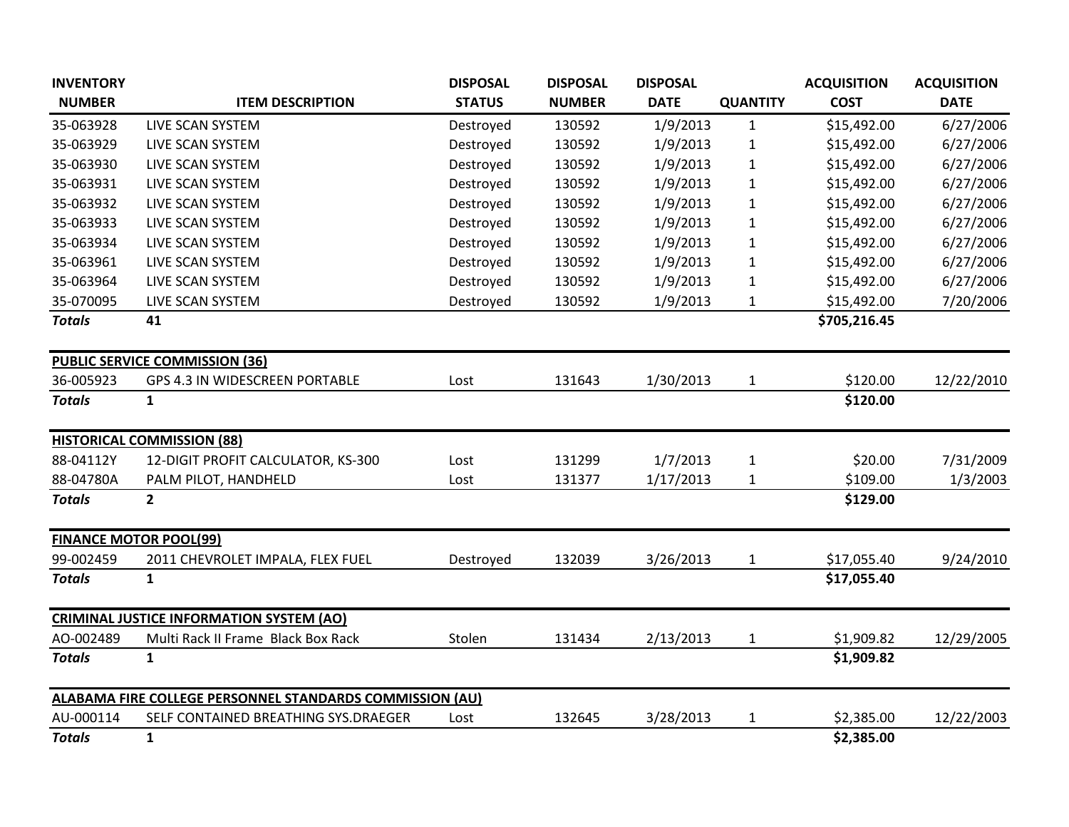| INVENTORY NUMBER | ITEM DESCRIPTION | DISPOSAL STATUS | DISPOSAL NUMBER | DISPOSAL DATE | QUANTITY | ACQUISITION COST | ACQUISITION DATE |
|---|---|---|---|---|---|---|---|
| 35-063928 | LIVE SCAN SYSTEM | Destroyed | 130592 | 1/9/2013 | 1 | $15,492.00 | 6/27/2006 |
| 35-063929 | LIVE SCAN SYSTEM | Destroyed | 130592 | 1/9/2013 | 1 | $15,492.00 | 6/27/2006 |
| 35-063930 | LIVE SCAN SYSTEM | Destroyed | 130592 | 1/9/2013 | 1 | $15,492.00 | 6/27/2006 |
| 35-063931 | LIVE SCAN SYSTEM | Destroyed | 130592 | 1/9/2013 | 1 | $15,492.00 | 6/27/2006 |
| 35-063932 | LIVE SCAN SYSTEM | Destroyed | 130592 | 1/9/2013 | 1 | $15,492.00 | 6/27/2006 |
| 35-063933 | LIVE SCAN SYSTEM | Destroyed | 130592 | 1/9/2013 | 1 | $15,492.00 | 6/27/2006 |
| 35-063934 | LIVE SCAN SYSTEM | Destroyed | 130592 | 1/9/2013 | 1 | $15,492.00 | 6/27/2006 |
| 35-063961 | LIVE SCAN SYSTEM | Destroyed | 130592 | 1/9/2013 | 1 | $15,492.00 | 6/27/2006 |
| 35-063964 | LIVE SCAN SYSTEM | Destroyed | 130592 | 1/9/2013 | 1 | $15,492.00 | 6/27/2006 |
| 35-070095 | LIVE SCAN SYSTEM | Destroyed | 130592 | 1/9/2013 | 1 | $15,492.00 | 7/20/2006 |
| ***Totals*** | **41** | | | | | **$705,216.45** | |
| **PUBLIC SERVICE COMMISSION (36)** | | | | | | | |
| 36-005923 | GPS 4.3 IN WIDESCREEN PORTABLE | Lost | 131643 | 1/30/2013 | 1 | $120.00 | 12/22/2010 |
| ***Totals*** | **1** | | | | | **$120.00** | |
| **HISTORICAL COMMISSION (88)** | | | | | | | |
| 88-04112Y | 12-DIGIT PROFIT CALCULATOR, KS-300 | Lost | 131299 | 1/7/2013 | 1 | $20.00 | 7/31/2009 |
| 88-04780A | PALM PILOT, HANDHELD | Lost | 131377 | 1/17/2013 | 1 | $109.00 | 1/3/2003 |
| ***Totals*** | **2** | | | | | **$129.00** | |
| **FINANCE MOTOR POOL(99)** | | | | | | | |
| 99-002459 | 2011 CHEVROLET IMPALA, FLEX FUEL | Destroyed | 132039 | 3/26/2013 | 1 | $17,055.40 | 9/24/2010 |
| ***Totals*** | **1** | | | | | **$17,055.40** | |
| **CRIMINAL JUSTICE INFORMATION SYSTEM (AO)** | | | | | | | |
| AO-002489 | Multi Rack II Frame Black Box Rack | Stolen | 131434 | 2/13/2013 | 1 | $1,909.82 | 12/29/2005 |
| ***Totals*** | **1** | | | | | **$1,909.82** | |
| **ALABAMA FIRE COLLEGE PERSONNEL STANDARDS COMMISSION (AU)** | | | | | | | |
| AU-000114 | SELF CONTAINED BREATHING SYS.DRAEGER | Lost | 132645 | 3/28/2013 | 1 | $2,385.00 | 12/22/2003 |
| ***Totals*** | **1** | | | | | **$2,385.00** | |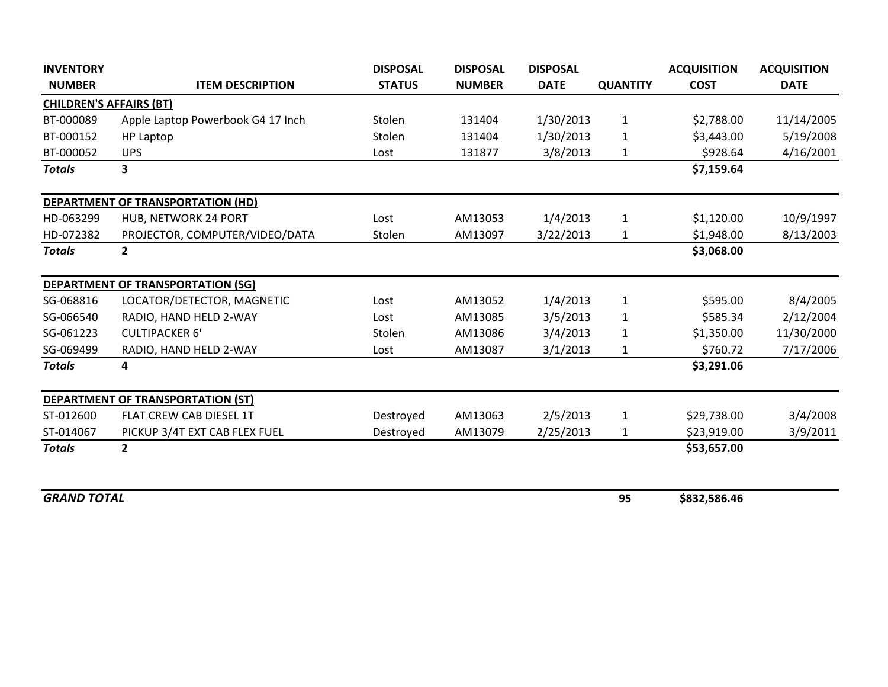| INVENTORY NUMBER | ITEM DESCRIPTION | DISPOSAL STATUS | DISPOSAL NUMBER | DISPOSAL DATE | QUANTITY | ACQUISITION COST | ACQUISITION DATE |
|---|---|---|---|---|---|---|---|
| **CHILDREN'S AFFAIRS (BT)** | | | | | | | |
| BT-000089 | Apple Laptop Powerbook G4 17 Inch | Stolen | 131404 | 1/30/2013 | 1 | $2,788.00 | 11/14/2005 |
| BT-000152 | HP Laptop | Stolen | 131404 | 1/30/2013 | 1 | $3,443.00 | 5/19/2008 |
| BT-000052 | UPS | Lost | 131877 | 3/8/2013 | 1 | $928.64 | 4/16/2001 |
| ***Totals*** | **3** | | | | | **$7,159.64** | |
| **DEPARTMENT OF TRANSPORTATION (HD)** | | | | | | | |
| HD-063299 | HUB, NETWORK 24 PORT | Lost | AM13053 | 1/4/2013 | 1 | $1,120.00 | 10/9/1997 |
| HD-072382 | PROJECTOR, COMPUTER/VIDEO/DATA | Stolen | AM13097 | 3/22/2013 | 1 | $1,948.00 | 8/13/2003 |
| ***Totals*** | **2** | | | | | **$3,068.00** | |
| **DEPARTMENT OF TRANSPORTATION (SG)** | | | | | | | |
| SG-068816 | LOCATOR/DETECTOR, MAGNETIC | Lost | AM13052 | 1/4/2013 | 1 | $595.00 | 8/4/2005 |
| SG-066540 | RADIO, HAND HELD 2-WAY | Lost | AM13085 | 3/5/2013 | 1 | $585.34 | 2/12/2004 |
| SG-061223 | CULTIPACKER 6' | Stolen | AM13086 | 3/4/2013 | 1 | $1,350.00 | 11/30/2000 |
| SG-069499 | RADIO, HAND HELD 2-WAY | Lost | AM13087 | 3/1/2013 | 1 | $760.72 | 7/17/2006 |
| ***Totals*** | **4** | | | | | **$3,291.06** | |
| **DEPARTMENT OF TRANSPORTATION (ST)** | | | | | | | |
| ST-012600 | FLAT CREW CAB DIESEL 1T | Destroyed | AM13063 | 2/5/2013 | 1 | $29,738.00 | 3/4/2008 |
| ST-014067 | PICKUP 3/4T EXT CAB FLEX FUEL | Destroyed | AM13079 | 2/25/2013 | 1 | $23,919.00 | 3/9/2011 |
| ***Totals*** | **2** | | | | | **$53,657.00** | |
| ***GRAND TOTAL*** | | | | | **95** | **$832,586.46** | |